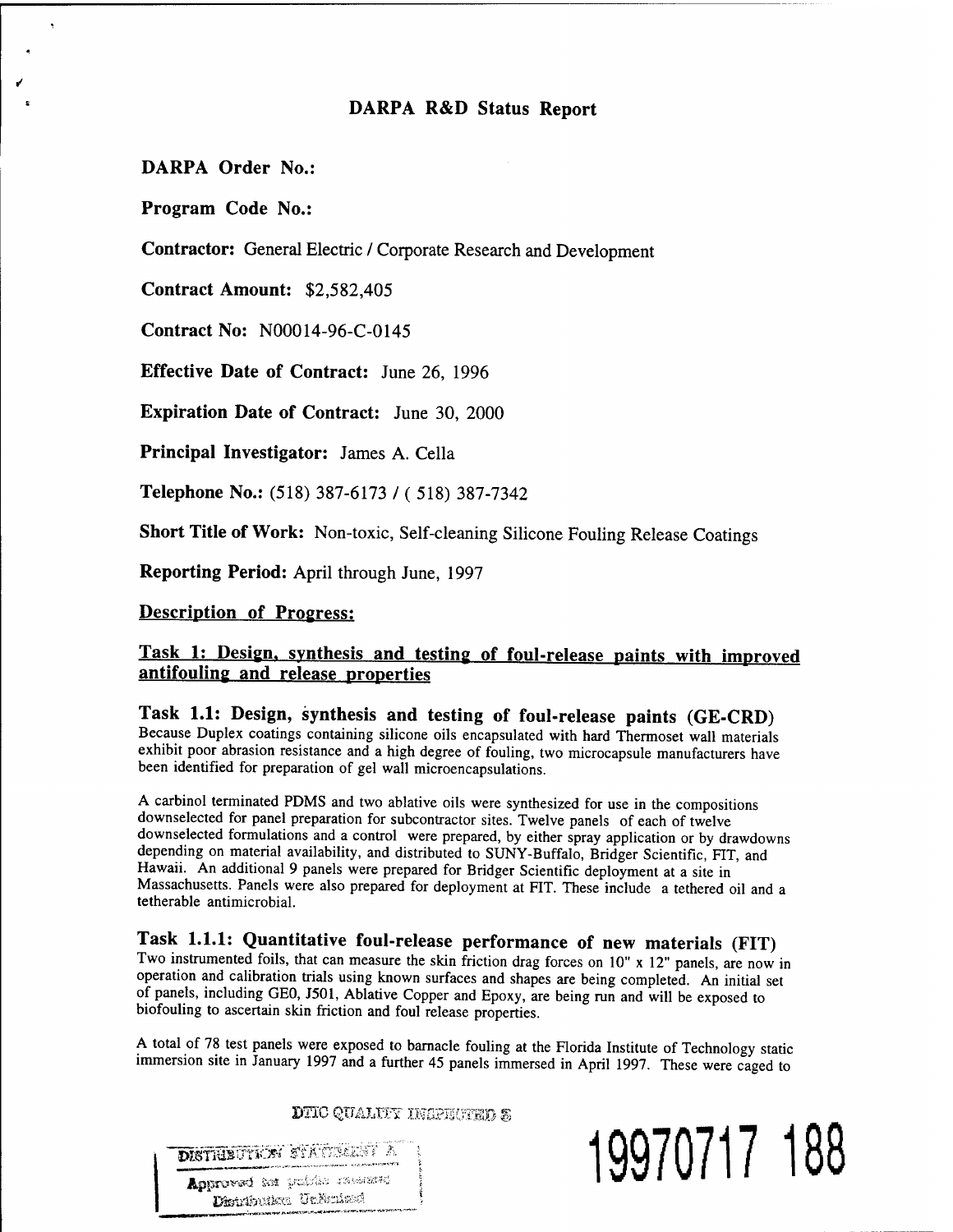# DARPA R&D Status Report

**DARPA Order No.:**

**Program Code No.:**

**Contractor:** General Electric / Corporate Research and Development

**Contract Amount:** $2,582,405

**Contract No:** N00014-96-C-0145

**Effective Date of Contract:** June 26, 1996

**Expiration Date of Contract:** June 30, 2000

**Principal Investigator:** James A. Cella

**Telephone No.:** (518) 387-6173 / ( 518) 387-7342

**Short Title of Work:** Non-toxic, Self-cleaning Silicone Fouling Release Coatings

**Reporting Period:** April through June, 1997

## Description of Progress:

## Task 1: Design, synthesis and testing of foul-release paints with improved antifouling and release properties

### Task 1.1: Design, synthesis and testing of foul-release paints (GE-CRD)

Because Duplex coatings containing silicone oils encapsulated with hard Thermoset wall materials exhibit poor abrasion resistance and a high degree of fouling, two microcapsule manufacturers have been identified for preparation of gel wall microencapsulations.

A carbinol terminated PDMS and two ablative oils were synthesized for use in the compositions downselected for panel preparation for subcontractor sites. Twelve panels of each of twelve downselected formulations and a control were prepared, by either spray application or by drawdowns depending on material availability, and distributed to SUNY-Buffalo, Bridger Scientific, FIT, and Hawaii. An additional 9 panels were prepared for Bridger Scientific deployment at a site in Massachusetts. Panels were also prepared for deployment at FIT. These include a tethered oil and a tetherable antimicrobial.

### Task 1.1.1: Quantitative foul-release performance of new materials (FIT)

Two instrumented foils, that can measure the skin friction drag forces on 10" x 12" panels, are now in operation and calibration trials using known surfaces and shapes are being completed. An initial set of panels, including GE0, J501, Ablative Copper and Epoxy, are being run and will be exposed to biofouling to ascertain skin friction and foul release properties.

A total of 78 test panels were exposed to barnacle fouling at the Florida Institute of Technology static immersion site in January 1997 and a further 45 panels immersed in April 1997. These were caged to

DTIC QUALITY INSPECTED 3

DISTRIBUTION STATEMENT A

Approved for public release; Distribution Unlimited

19970717 188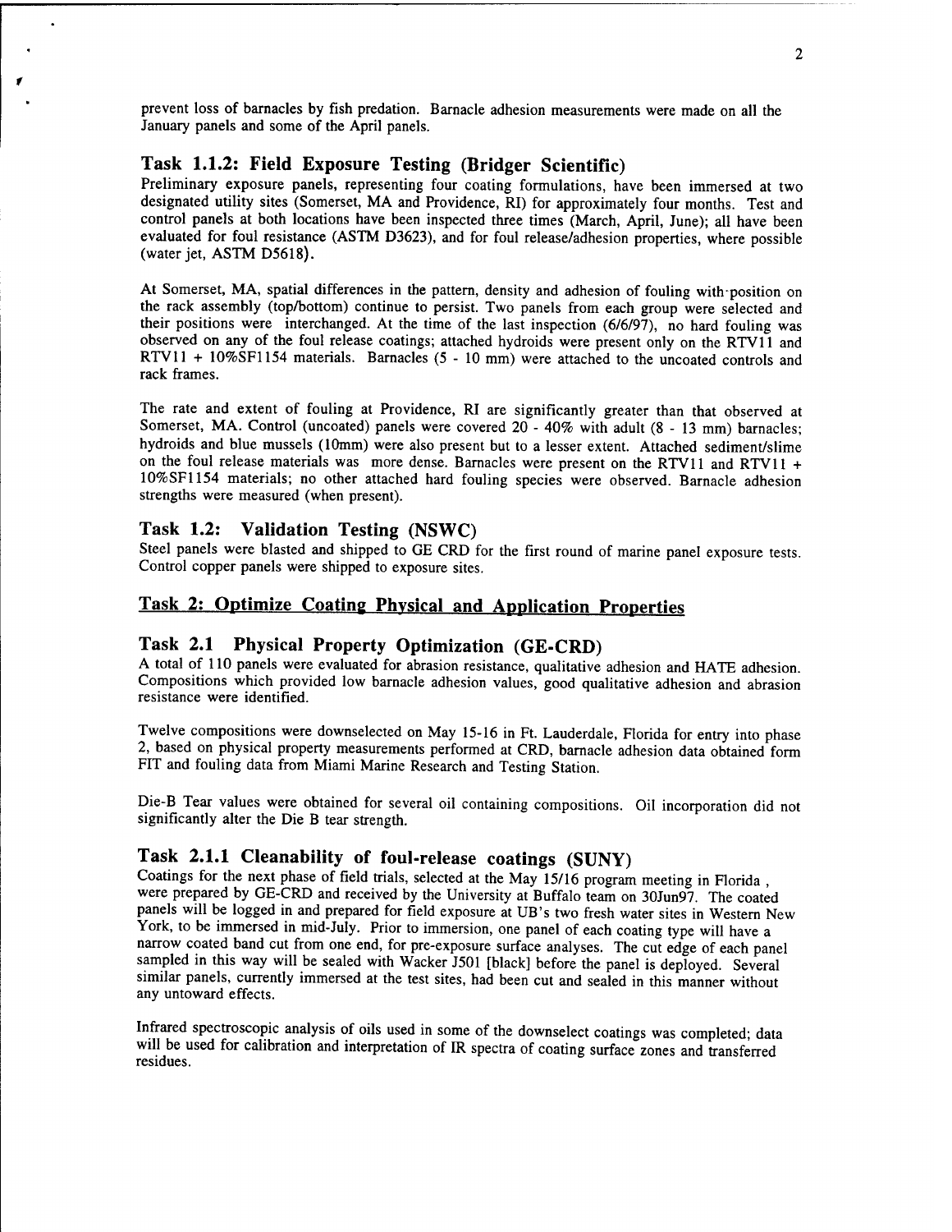prevent loss of barnacles by fish predation. Barnacle adhesion measurements were made on all the January panels and some of the April panels.

### Task 1.1.2: Field Exposure Testing (Bridger Scientific)

Preliminary exposure panels, representing four coating formulations, have been immersed at two designated utility sites (Somerset, MA and Providence, RI) for approximately four months. Test and control panels at both locations have been inspected three times (March, April, June); all have been evaluated for foul resistance (ASTM D3623), and for foul release/adhesion properties, where possible (water jet, ASTM D5618).

At Somerset, MA, spatial differences in the pattern, density and adhesion of fouling with position on the rack assembly (top/bottom) continue to persist. Two panels from each group were selected and their positions were interchanged. At the time of the last inspection (6/6/97), no hard fouling was observed on any of the foul release coatings; attached hydroids were present only on the RTV11 and RTV11 + 10%SF1154 materials. Barnacles (5 - 10 mm) were attached to the uncoated controls and rack frames.

The rate and extent of fouling at Providence, RI are significantly greater than that observed at Somerset, MA. Control (uncoated) panels were covered 20 - 40% with adult (8 - 13 mm) barnacles; hydroids and blue mussels (10mm) were also present but to a lesser extent. Attached sediment/slime on the foul release materials was more dense. Barnacles were present on the RTV11 and RTV11 + 10%SF1154 materials; no other attached hard fouling species were observed. Barnacle adhesion strengths were measured (when present).

### Task 1.2: Validation Testing (NSWC)

Steel panels were blasted and shipped to GE CRD for the first round of marine panel exposure tests. Control copper panels were shipped to exposure sites.

## Task 2: Optimize Coating Physical and Application Properties

### Task 2.1 Physical Property Optimization (GE-CRD)

A total of 110 panels were evaluated for abrasion resistance, qualitative adhesion and HATE adhesion. Compositions which provided low barnacle adhesion values, good qualitative adhesion and abrasion resistance were identified.

Twelve compositions were downselected on May 15-16 in Ft. Lauderdale, Florida for entry into phase 2, based on physical property measurements performed at CRD, barnacle adhesion data obtained form FIT and fouling data from Miami Marine Research and Testing Station.

Die-B Tear values were obtained for several oil containing compositions. Oil incorporation did not significantly alter the Die B tear strength.

### Task 2.1.1 Cleanability of foul-release coatings (SUNY)

Coatings for the next phase of field trials, selected at the May 15/16 program meeting in Florida, were prepared by GE-CRD and received by the University at Buffalo team on 30Jun97. The coated panels will be logged in and prepared for field exposure at UB's two fresh water sites in Western New York, to be immersed in mid-July. Prior to immersion, one panel of each coating type will have a narrow coated band cut from one end, for pre-exposure surface analyses. The cut edge of each panel sampled in this way will be sealed with Wacker J501 [black] before the panel is deployed. Several similar panels, currently immersed at the test sites, had been cut and sealed in this manner without any untoward effects.

Infrared spectroscopic analysis of oils used in some of the downselect coatings was completed; data will be used for calibration and interpretation of IR spectra of coating surface zones and transferred residues.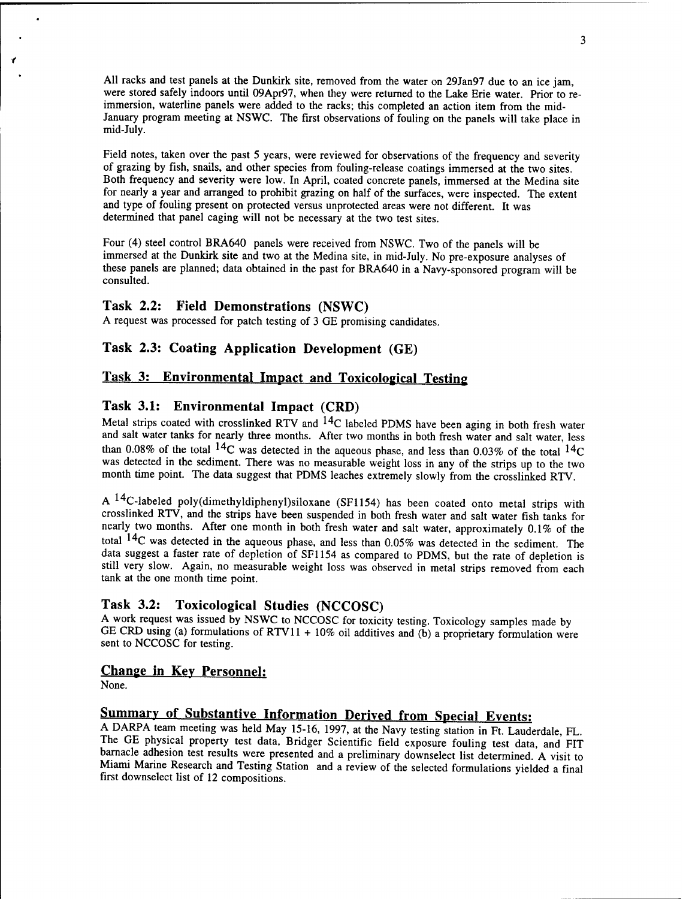All racks and test panels at the Dunkirk site, removed from the water on 29Jan97 due to an ice jam, were stored safely indoors until 09Apr97, when they were returned to the Lake Erie water. Prior to re-immersion, waterline panels were added to the racks; this completed an action item from the mid-January program meeting at NSWC. The first observations of fouling on the panels will take place in mid-July.

Field notes, taken over the past 5 years, were reviewed for observations of the frequency and severity of grazing by fish, snails, and other species from fouling-release coatings immersed at the two sites. Both frequency and severity were low. In April, coated concrete panels, immersed at the Medina site for nearly a year and arranged to prohibit grazing on half of the surfaces, were inspected. The extent and type of fouling present on protected versus unprotected areas were not different. It was determined that panel caging will not be necessary at the two test sites.

Four (4) steel control BRA640 panels were received from NSWC. Two of the panels will be immersed at the Dunkirk site and two at the Medina site, in mid-July. No pre-exposure analyses of these panels are planned; data obtained in the past for BRA640 in a Navy-sponsored program will be consulted.

### Task 2.2: Field Demonstrations (NSWC)

A request was processed for patch testing of 3 GE promising candidates.

### Task 2.3: Coating Application Development (GE)

## Task 3: Environmental Impact and Toxicological Testing

### Task 3.1: Environmental Impact (CRD)

Metal strips coated with crosslinked RTV and $^{14}C$ labeled PDMS have been aging in both fresh water and salt water tanks for nearly three months. After two months in both fresh water and salt water, less than 0.08% of the total $^{14}C$ was detected in the aqueous phase, and less than 0.03% of the total $^{14}C$ was detected in the sediment. There was no measurable weight loss in any of the strips up to the two month time point. The data suggest that PDMS leaches extremely slowly from the crosslinked RTV.

A $^{14}C$-labeled poly(dimethyldiphenyl)siloxane (SF1154) has been coated onto metal strips with crosslinked RTV, and the strips have been suspended in both fresh water and salt water fish tanks for nearly two months. After one month in both fresh water and salt water, approximately 0.1% of the total $^{14}C$ was detected in the aqueous phase, and less than 0.05% was detected in the sediment. The data suggest a faster rate of depletion of SF1154 as compared to PDMS, but the rate of depletion is still very slow. Again, no measurable weight loss was observed in metal strips removed from each tank at the one month time point.

### Task 3.2: Toxicological Studies (NCCOSC)

A work request was issued by NSWC to NCCOSC for toxicity testing. Toxicology samples made by GE CRD using (a) formulations of RTV11 + 10% oil additives and (b) a proprietary formulation were sent to NCCOSC for testing.

## Change in Key Personnel:

None.

## Summary of Substantive Information Derived from Special Events:

A DARPA team meeting was held May 15-16, 1997, at the Navy testing station in Ft. Lauderdale, FL. The GE physical property test data, Bridger Scientific field exposure fouling test data, and FIT barnacle adhesion test results were presented and a preliminary downselect list determined. A visit to Miami Marine Research and Testing Station and a review of the selected formulations yielded a final first downselect list of 12 compositions.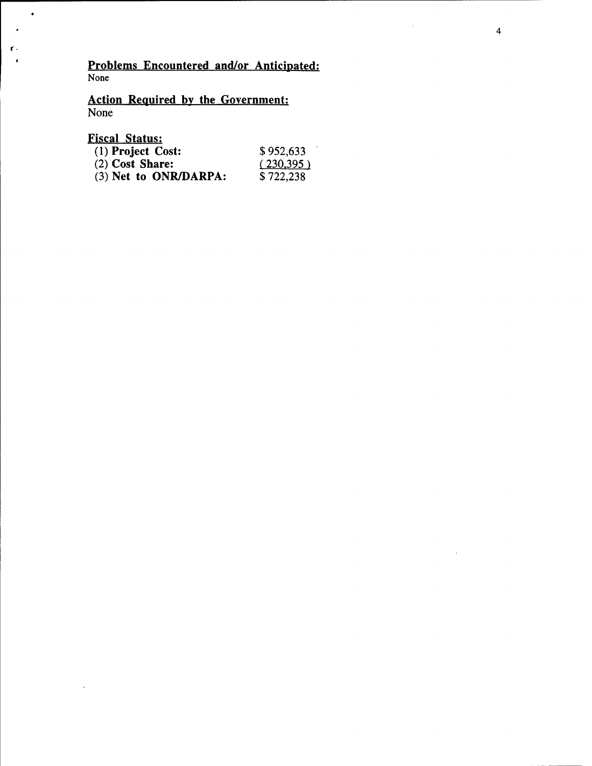**Problems Encountered and/or Anticipated:**
None

**Action Required by the Government:**
None

**Fiscal Status:**

| | |
|---|---|
| (1) **Project Cost:** | $ 952,633 |
| (2) **Cost Share:** | ( 230,395 ) |
| (3) **Net to ONR/DARPA:** | $ 722,238 |